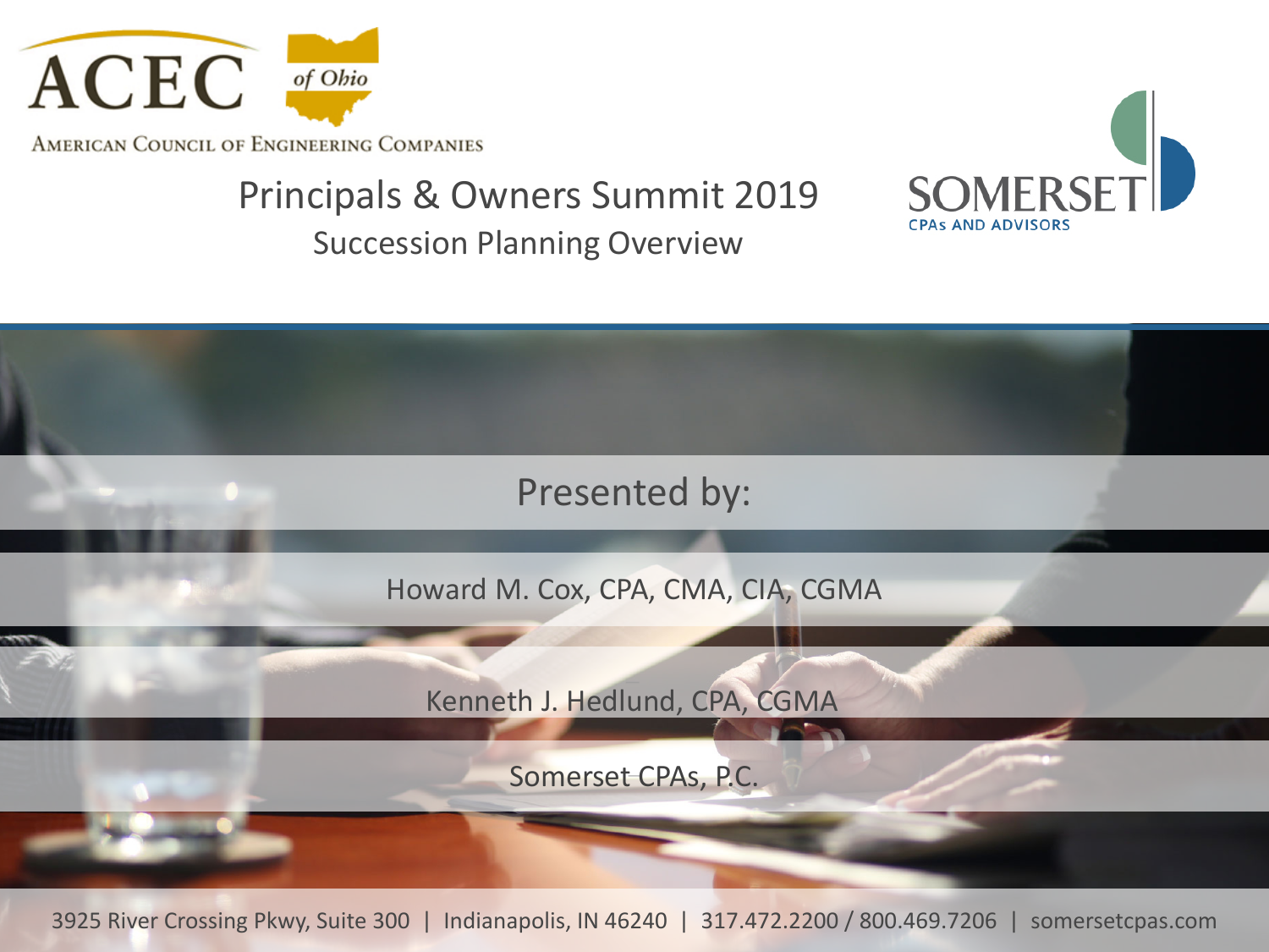ACEC of Ohio

American Council of Engineering Companies

# Principals & Owners Summit 2019

## Succession Planning Overview

SOMERSET
CPAs AND ADVISORS

Presented by:

Howard M. Cox, CPA, CMA, CIA, CGMA

Kenneth J. Hedlund, CPA, CGMA

Somerset CPAs, P.C.

3925 River Crossing Pkwy, Suite 300 | Indianapolis, IN 46240 | 317.472.2200 / 800.469.7206 | somersetcpas.com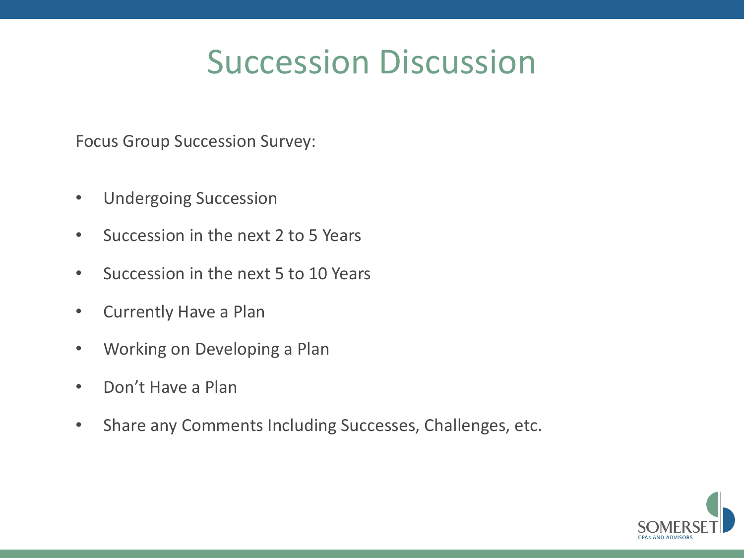# Succession Discussion

Focus Group Succession Survey:

- Undergoing Succession
- Succession in the next 2 to 5 Years
- Succession in the next 5 to 10 Years
- Currently Have a Plan
- Working on Developing a Plan
- Don't Have a Plan
- Share any Comments Including Successes, Challenges, etc.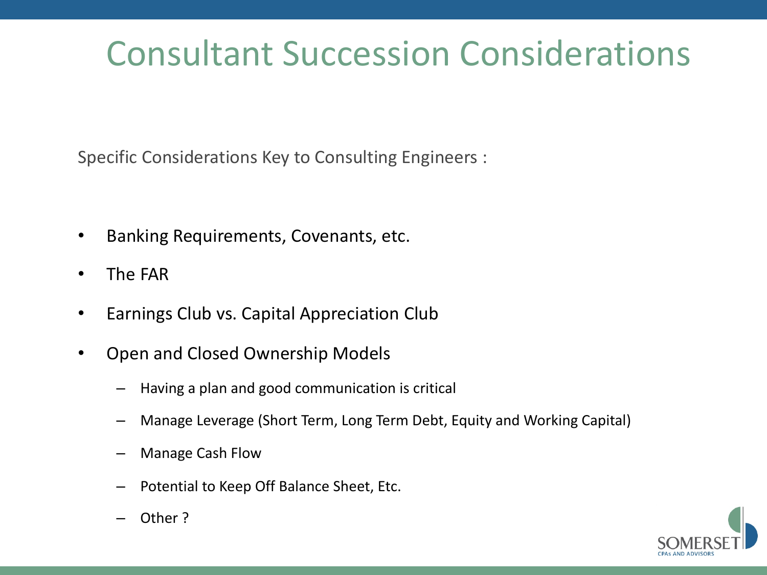# Consultant Succession Considerations

Specific Considerations Key to Consulting Engineers :

- Banking Requirements, Covenants, etc.
- The FAR
- Earnings Club vs. Capital Appreciation Club
- Open and Closed Ownership Models
  - Having a plan and good communication is critical
  - Manage Leverage (Short Term, Long Term Debt, Equity and Working Capital)
  - Manage Cash Flow
  - Potential to Keep Off Balance Sheet, Etc.
  - Other ?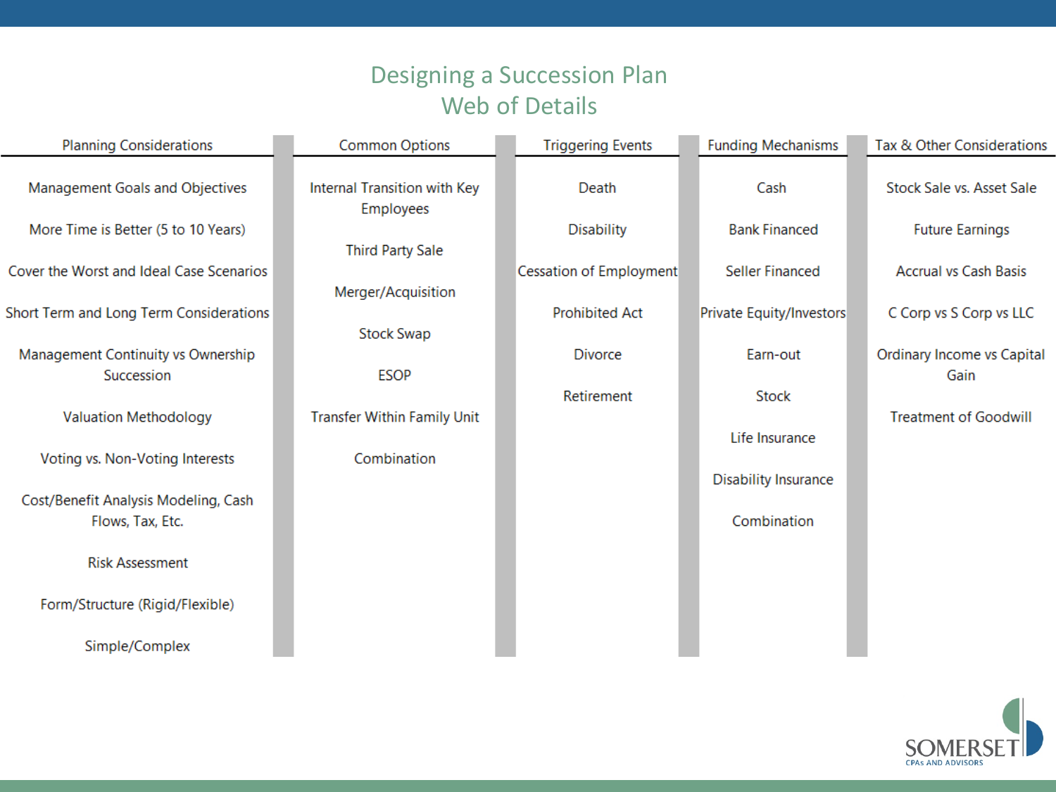# Designing a Succession Plan
## Web of Details

| Planning Considerations | Common Options | Triggering Events | Funding Mechanisms | Tax & Other Considerations |
|---|---|---|---|---|
| Management Goals and Objectives | Internal Transition with Key Employees | Death | Cash | Stock Sale vs. Asset Sale |
| More Time is Better (5 to 10 Years) | Third Party Sale | Disability | Bank Financed | Future Earnings |
| Cover the Worst and Ideal Case Scenarios | Merger/Acquisition | Cessation of Employment | Seller Financed | Accrual vs Cash Basis |
| Short Term and Long Term Considerations | Stock Swap | Prohibited Act | Private Equity/Investors | C Corp vs S Corp vs LLC |
| Management Continuity vs Ownership Succession | ESOP | Divorce | Earn-out | Ordinary Income vs Capital Gain |
| Valuation Methodology | Transfer Within Family Unit | Retirement | Stock | Treatment of Goodwill |
| Voting vs. Non-Voting Interests | Combination | | Life Insurance | |
| Cost/Benefit Analysis Modeling, Cash Flows, Tax, Etc. | | | Disability Insurance | |
| Risk Assessment | | | Combination | |
| Form/Structure (Rigid/Flexible) | | | | |
| Simple/Complex | | | | |

SOMERSET
CPAs AND ADVISORS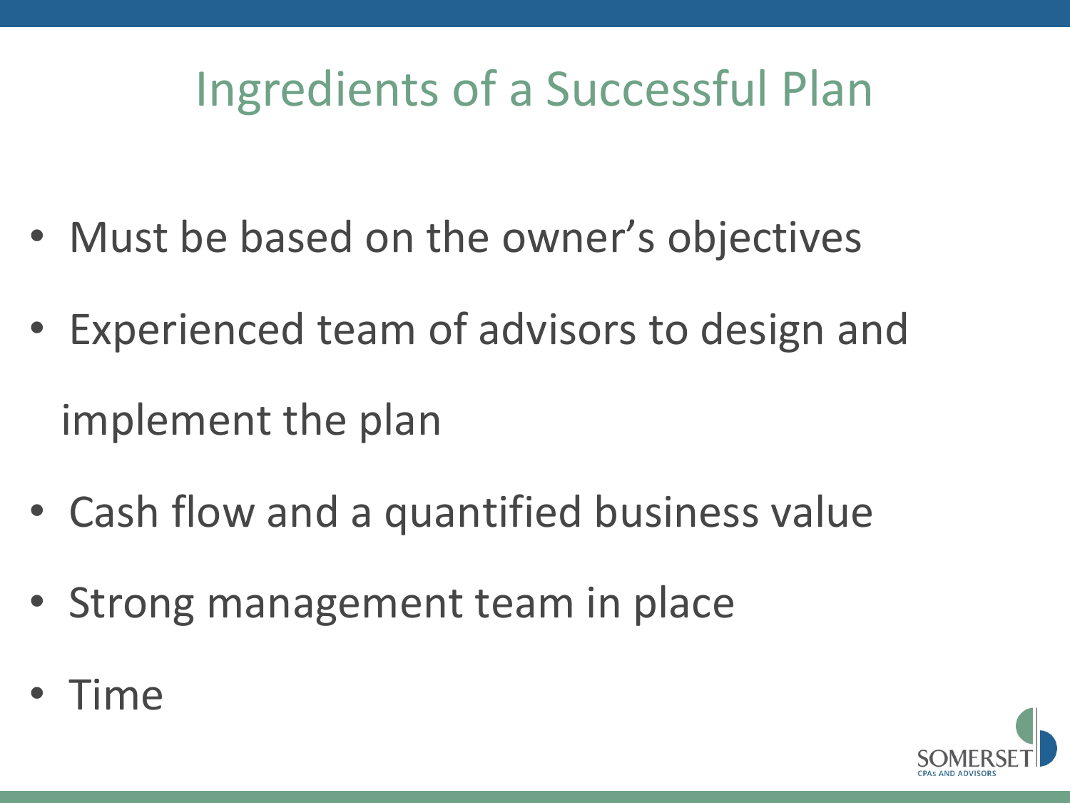# Ingredients of a Successful Plan

- Must be based on the owner's objectives
- Experienced team of advisors to design and implement the plan
- Cash flow and a quantified business value
- Strong management team in place
- Time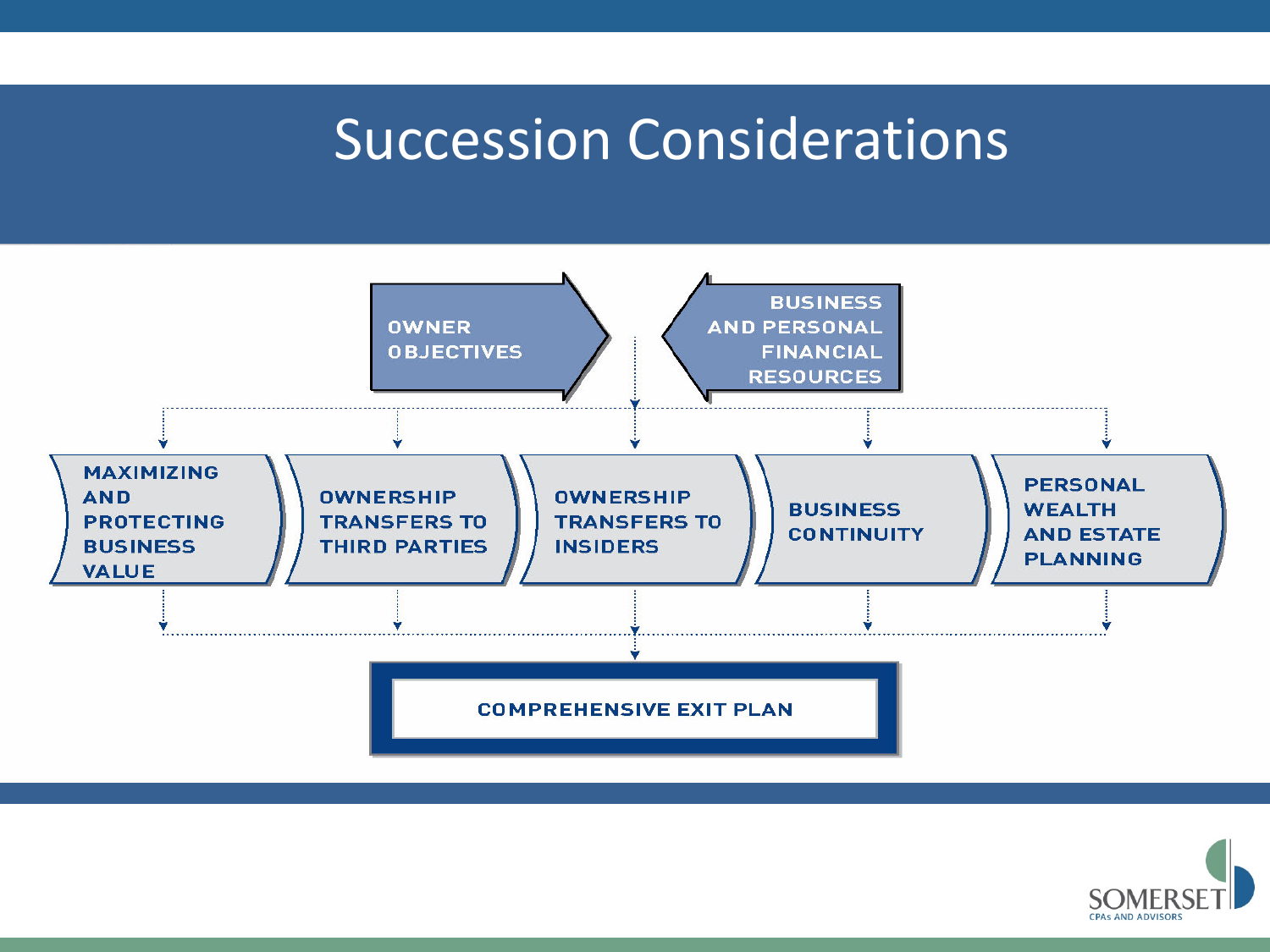# Succession Considerations

OWNER OBJECTIVES

BUSINESS AND PERSONAL FINANCIAL RESOURCES

- MAXIMIZING AND PROTECTING BUSINESS VALUE
- OWNERSHIP TRANSFERS TO THIRD PARTIES
- OWNERSHIP TRANSFERS TO INSIDERS
- BUSINESS CONTINUITY
- PERSONAL WEALTH AND ESTATE PLANNING

COMPREHENSIVE EXIT PLAN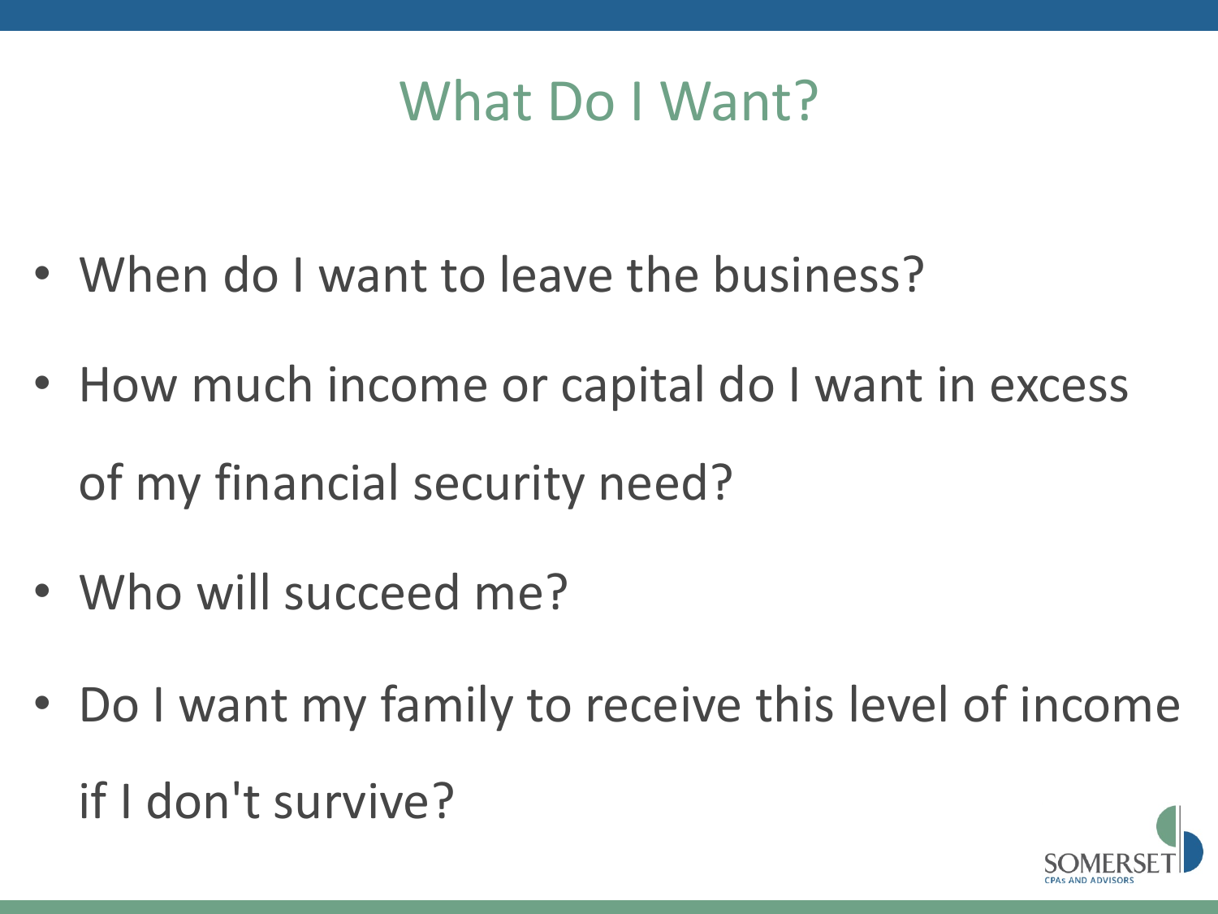# What Do I Want?

- When do I want to leave the business?
- How much income or capital do I want in excess of my financial security need?
- Who will succeed me?
- Do I want my family to receive this level of income if I don't survive?